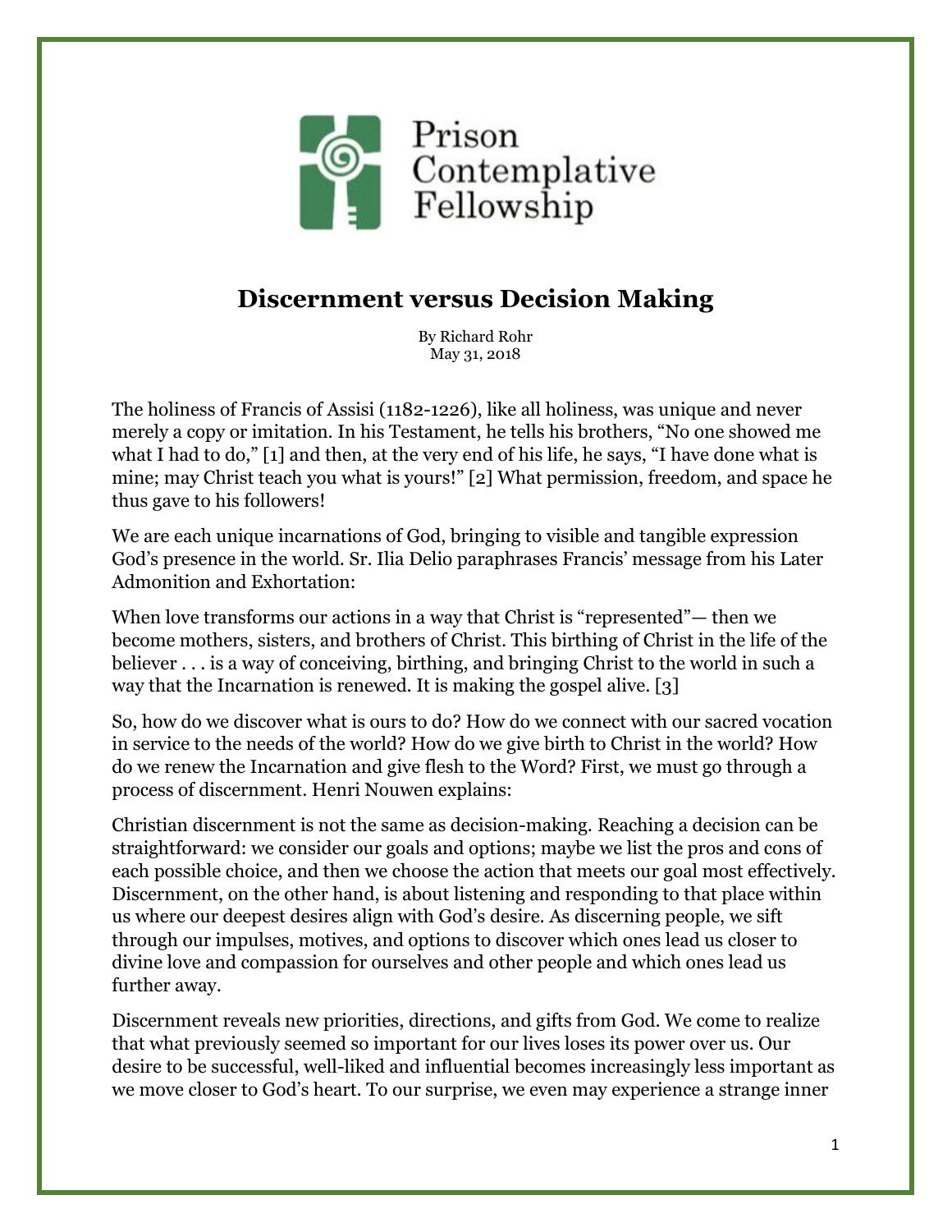Prison Contemplative Fellowship

# Discernment versus Decision Making

By Richard Rohr
May 31, 2018

The holiness of Francis of Assisi (1182-1226), like all holiness, was unique and never merely a copy or imitation. In his Testament, he tells his brothers, "No one showed me what I had to do," [1] and then, at the very end of his life, he says, "I have done what is mine; may Christ teach you what is yours!" [2] What permission, freedom, and space he thus gave to his followers!

We are each unique incarnations of God, bringing to visible and tangible expression God's presence in the world. Sr. Ilia Delio paraphrases Francis' message from his Later Admonition and Exhortation:

When love transforms our actions in a way that Christ is "represented"— then we become mothers, sisters, and brothers of Christ. This birthing of Christ in the life of the believer . . . is a way of conceiving, birthing, and bringing Christ to the world in such a way that the Incarnation is renewed. It is making the gospel alive. [3]

So, how do we discover what is ours to do? How do we connect with our sacred vocation in service to the needs of the world? How do we give birth to Christ in the world? How do we renew the Incarnation and give flesh to the Word? First, we must go through a process of discernment. Henri Nouwen explains:

Christian discernment is not the same as decision-making. Reaching a decision can be straightforward: we consider our goals and options; maybe we list the pros and cons of each possible choice, and then we choose the action that meets our goal most effectively. Discernment, on the other hand, is about listening and responding to that place within us where our deepest desires align with God's desire. As discerning people, we sift through our impulses, motives, and options to discover which ones lead us closer to divine love and compassion for ourselves and other people and which ones lead us further away.

Discernment reveals new priorities, directions, and gifts from God. We come to realize that what previously seemed so important for our lives loses its power over us. Our desire to be successful, well-liked and influential becomes increasingly less important as we move closer to God's heart. To our surprise, we even may experience a strange inner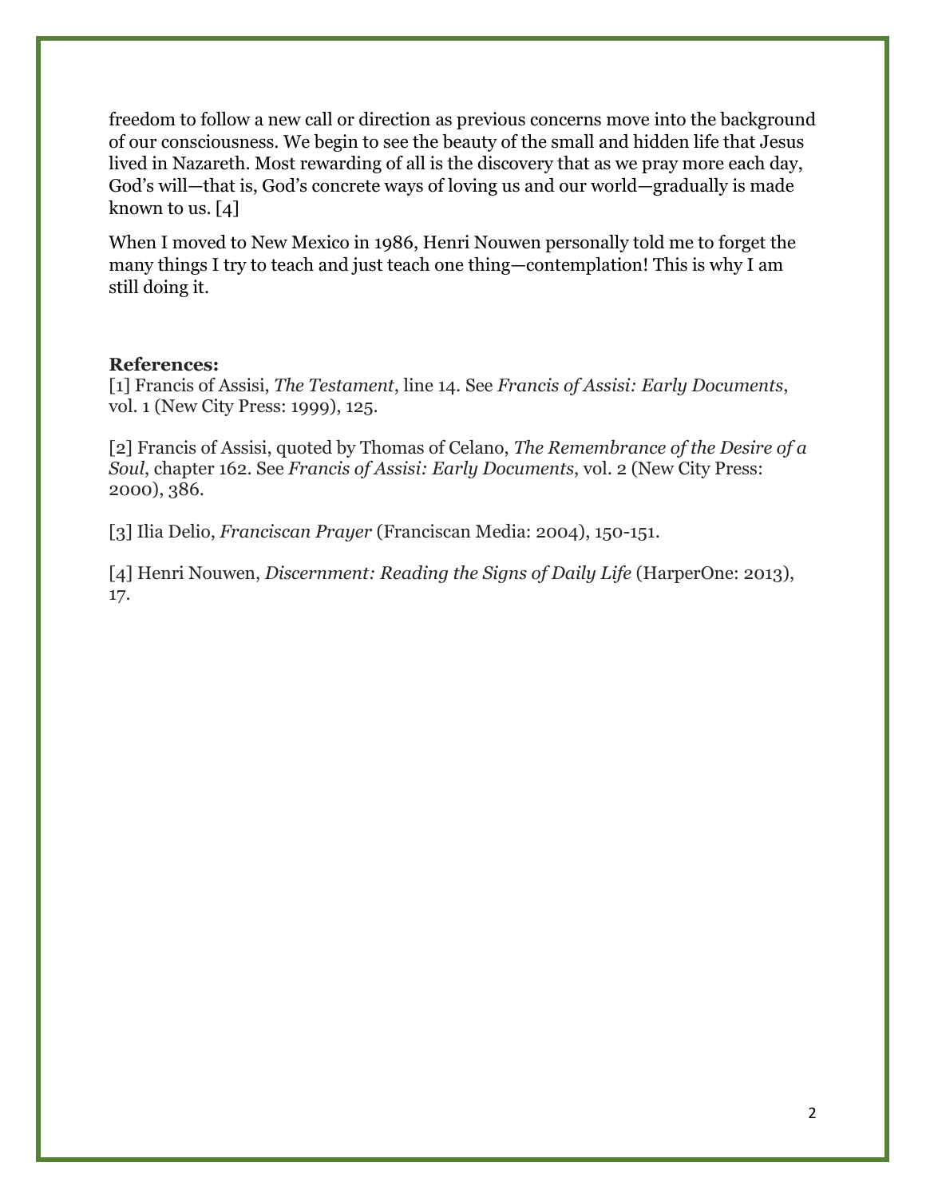freedom to follow a new call or direction as previous concerns move into the background of our consciousness. We begin to see the beauty of the small and hidden life that Jesus lived in Nazareth. Most rewarding of all is the discovery that as we pray more each day, God's will—that is, God's concrete ways of loving us and our world—gradually is made known to us. [4]

When I moved to New Mexico in 1986, Henri Nouwen personally told me to forget the many things I try to teach and just teach one thing—contemplation! This is why I am still doing it.

**References:**

[1] Francis of Assisi, *The Testament*, line 14. See *Francis of Assisi: Early Documents*, vol. 1 (New City Press: 1999), 125.

[2] Francis of Assisi, quoted by Thomas of Celano, *The Remembrance of the Desire of a Soul*, chapter 162. See *Francis of Assisi: Early Documents*, vol. 2 (New City Press: 2000), 386.

[3] Ilia Delio, *Franciscan Prayer* (Franciscan Media: 2004), 150-151.

[4] Henri Nouwen, *Discernment: Reading the Signs of Daily Life* (HarperOne: 2013), 17.